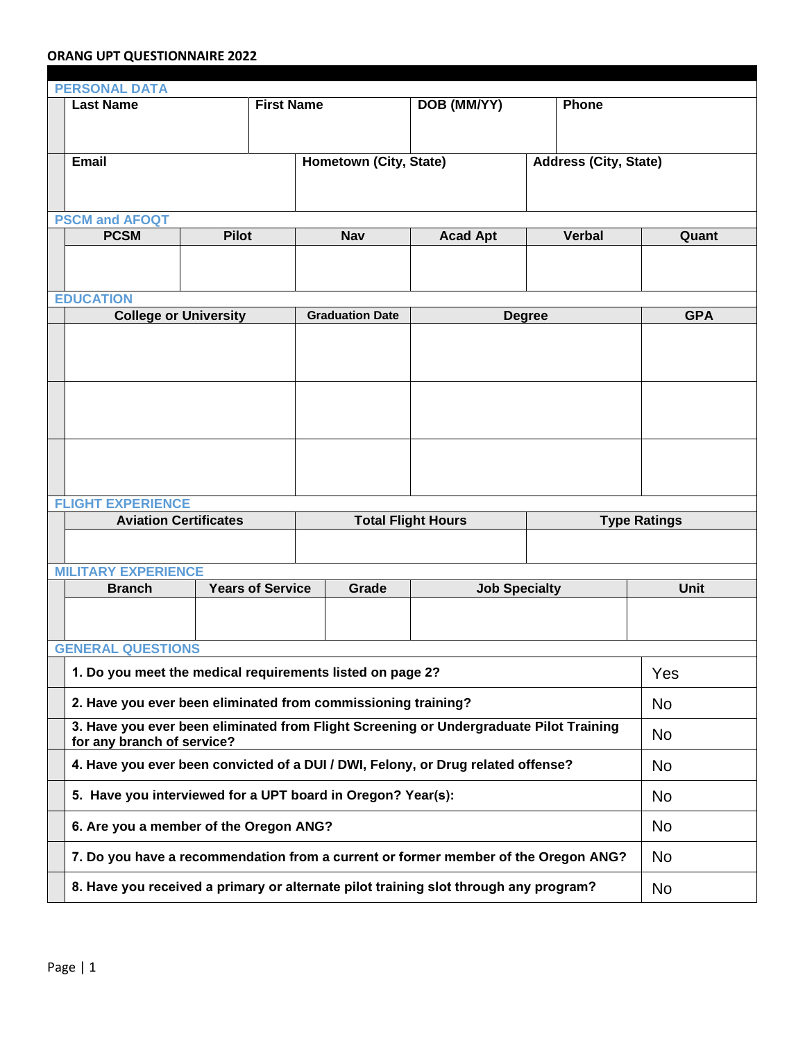**ORANG UPT QUESTIONNAIRE 2022**

## PERSONAL DATA

| Last Name | First Name | DOB (MM/YY) | Phone |
|---|---|---|---|
| | | | |

| Email | Hometown (City, State) | Address (City, State) |
|---|---|---|
| | | |

## PSCM and AFOQT

| PCSM | Pilot | Nav | Acad Apt | Verbal | Quant |
|---|---|---|---|---|---|
| | | | | | |

## EDUCATION

| College or University | Graduation Date | Degree | GPA |
|---|---|---|---|
| | | | |
| | | | |
| | | | |

## FLIGHT EXPERIENCE

| Aviation Certificates | Total Flight Hours | Type Ratings |
|---|---|---|
| | | |

## MILITARY EXPERIENCE

| Branch | Years of Service | Grade | Job Specialty | Unit |
|---|---|---|---|---|
| | | | | |

## GENERAL QUESTIONS

| Question | Answer |
|---|---|
| **1. Do you meet the medical requirements listed on page 2?** | Yes |
| **2. Have you ever been eliminated from commissioning training?** | No |
| **3. Have you ever been eliminated from Flight Screening or Undergraduate Pilot Training for any branch of service?** | No |
| **4. Have you ever been convicted of a DUI / DWI, Felony, or Drug related offense?** | No |
| **5. Have you interviewed for a UPT board in Oregon? Year(s):** | No |
| **6. Are you a member of the Oregon ANG?** | No |
| **7. Do you have a recommendation from a current or former member of the Oregon ANG?** | No |
| **8. Have you received a primary or alternate pilot training slot through any program?** | No |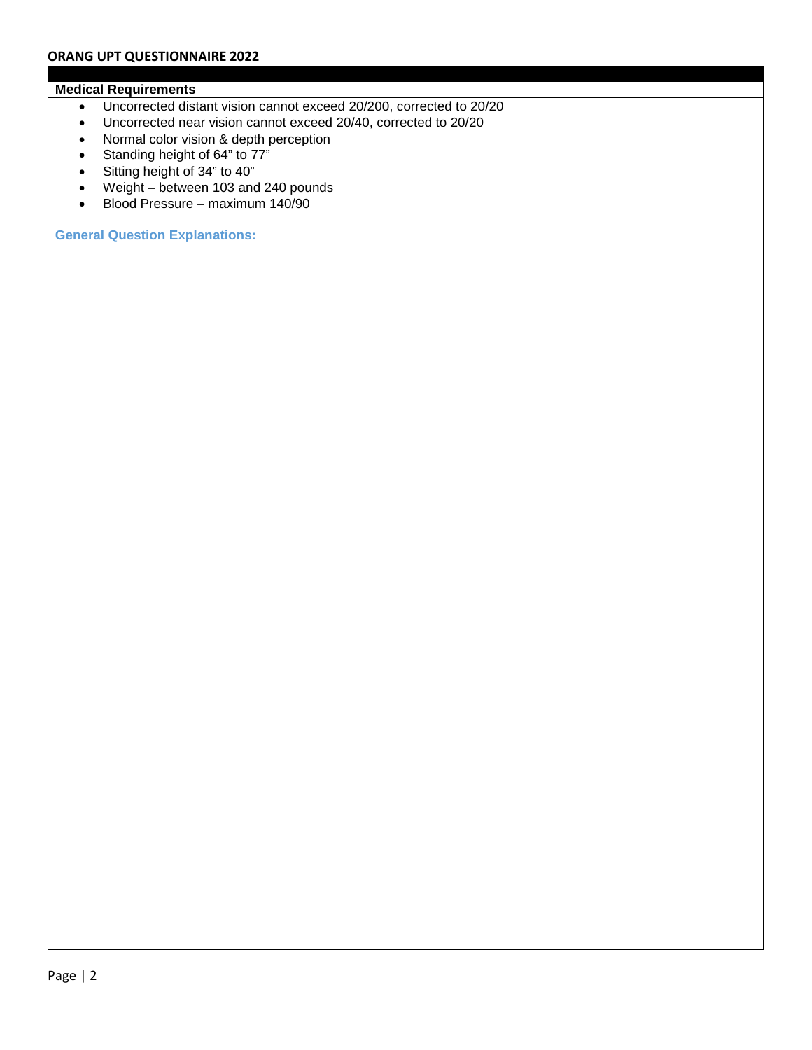**ORANG UPT QUESTIONNAIRE 2022**

**Medical Requirements**

- Uncorrected distant vision cannot exceed 20/200, corrected to 20/20
- Uncorrected near vision cannot exceed 20/40, corrected to 20/20
- Normal color vision & depth perception
- Standing height of 64” to 77”
- Sitting height of 34” to 40”
- Weight – between 103 and 240 pounds
- Blood Pressure – maximum 140/90

**General Question Explanations:**